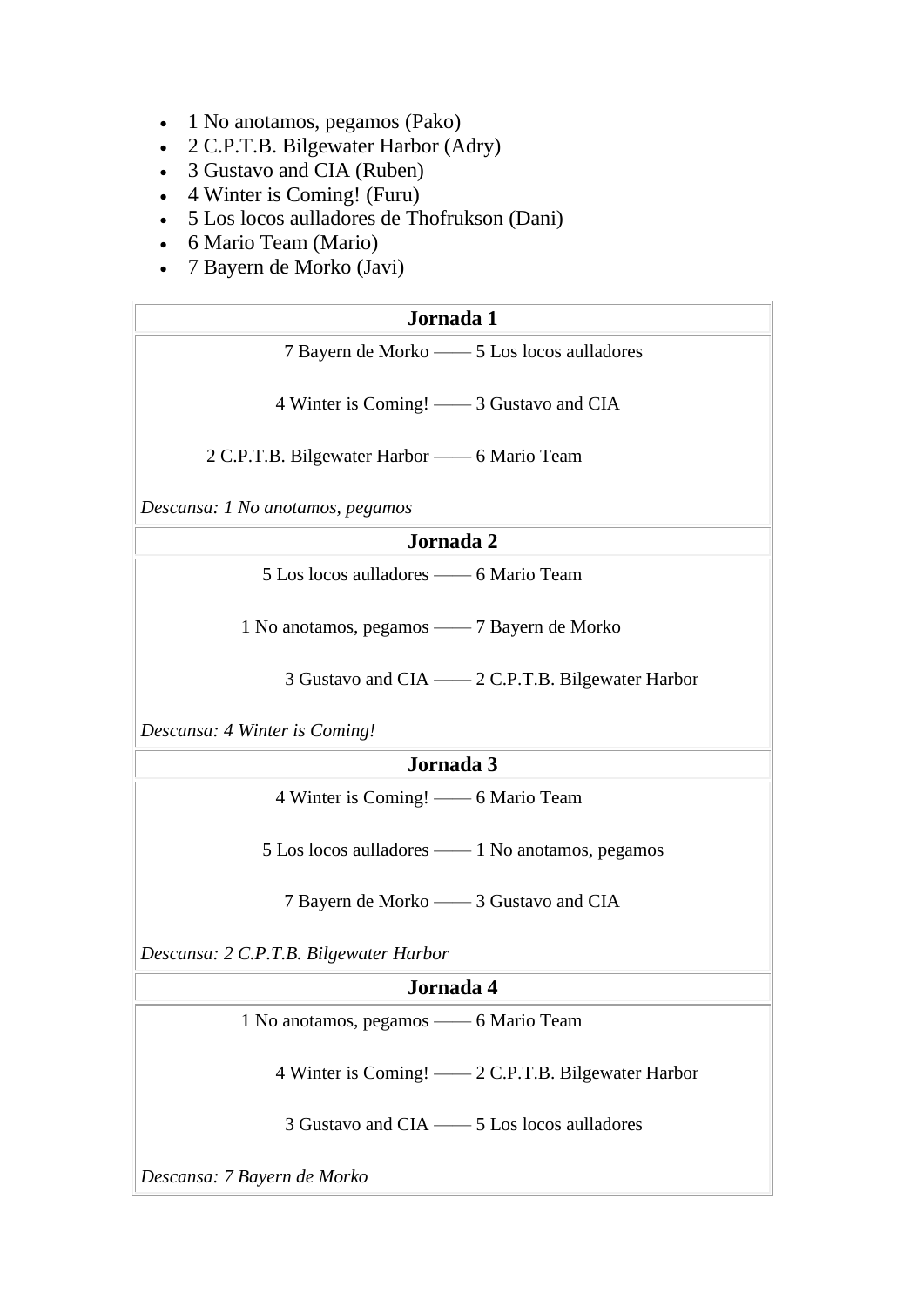- 1 No anotamos, pegamos (Pako)
- 2 C.P.T.B. Bilgewater Harbor (Adry)
- 3 Gustavo and CIA (Ruben)
- 4 Winter is Coming! (Furu)
- 5 Los locos aulladores de Thofrukson (Dani)
- 6 Mario Team (Mario)
- 7 Bayern de Morko (Javi)

| Jornada 1 |
| --- |
| 7 Bayern de Morko —— 5 Los locos aulladores |
| 4 Winter is Coming! —— 3 Gustavo and CIA |
| 2 C.P.T.B. Bilgewater Harbor —— 6 Mario Team |
| *Descansa: 1 No anotamos, pegamos* |

| Jornada 2 |
| --- |
| 5 Los locos aulladores —— 6 Mario Team |
| 1 No anotamos, pegamos —— 7 Bayern de Morko |
| 3 Gustavo and CIA —— 2 C.P.T.B. Bilgewater Harbor |
| *Descansa: 4 Winter is Coming!* |

| Jornada 3 |
| --- |
| 4 Winter is Coming! —— 6 Mario Team |
| 5 Los locos aulladores —— 1 No anotamos, pegamos |
| 7 Bayern de Morko —— 3 Gustavo and CIA |
| *Descansa: 2 C.P.T.B. Bilgewater Harbor* |

| Jornada 4 |
| --- |
| 1 No anotamos, pegamos —— 6 Mario Team |
| 4 Winter is Coming! —— 2 C.P.T.B. Bilgewater Harbor |
| 3 Gustavo and CIA —— 5 Los locos aulladores |
| *Descansa: 7 Bayern de Morko* |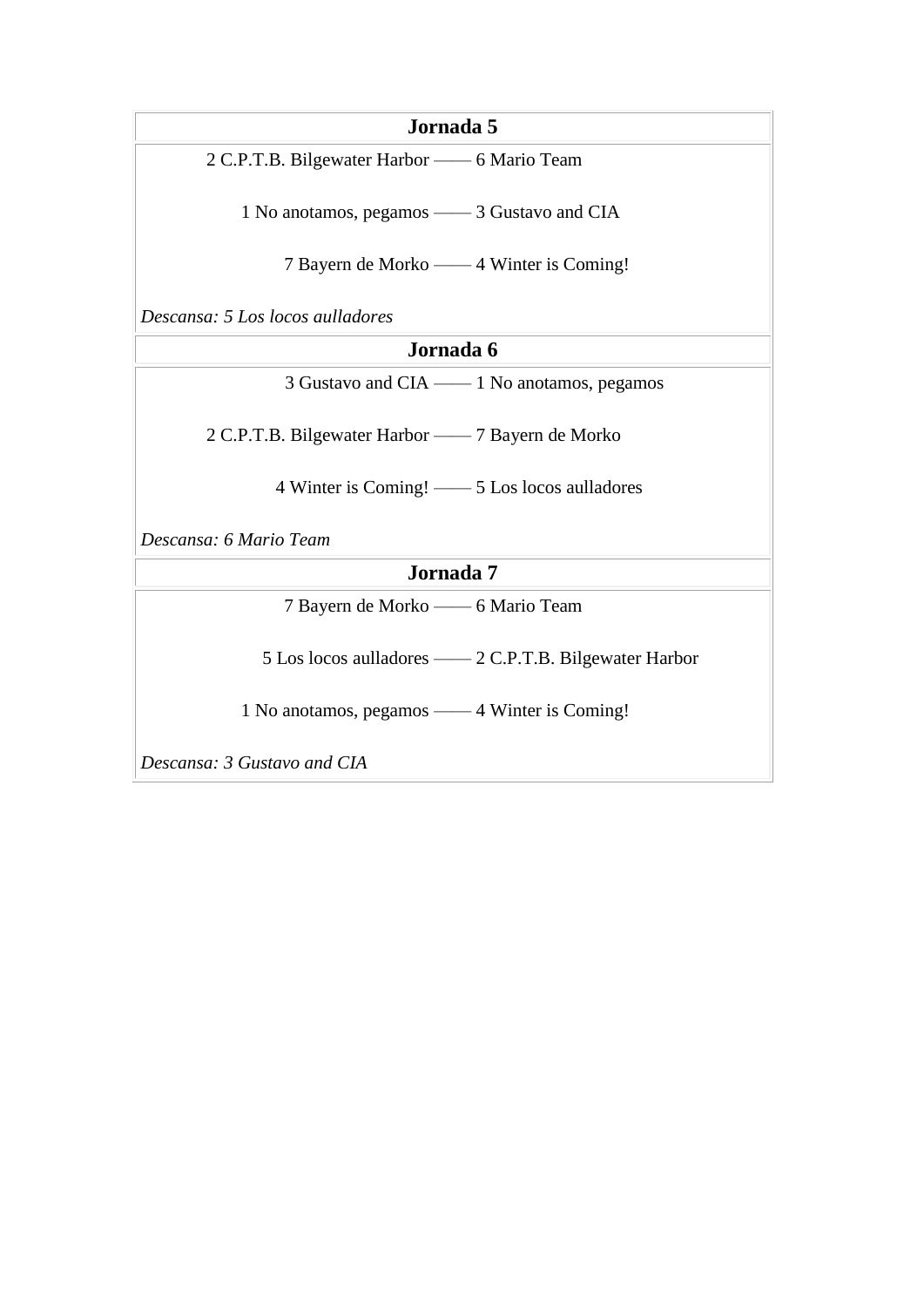| Jornada 5 |
|---|
| 2 C.P.T.B. Bilgewater Harbor —— 6 Mario Team |
| 1 No anotamos, pegamos —— 3 Gustavo and CIA |
| 7 Bayern de Morko —— 4 Winter is Coming! |
| *Descansa: 5 Los locos aulladores* |

| Jornada 6 |
|---|
| 3 Gustavo and CIA —— 1 No anotamos, pegamos |
| 2 C.P.T.B. Bilgewater Harbor —— 7 Bayern de Morko |
| 4 Winter is Coming! —— 5 Los locos aulladores |
| *Descansa: 6 Mario Team* |

| Jornada 7 |
|---|
| 7 Bayern de Morko —— 6 Mario Team |
| 5 Los locos aulladores —— 2 C.P.T.B. Bilgewater Harbor |
| 1 No anotamos, pegamos —— 4 Winter is Coming! |
| *Descansa: 3 Gustavo and CIA* |